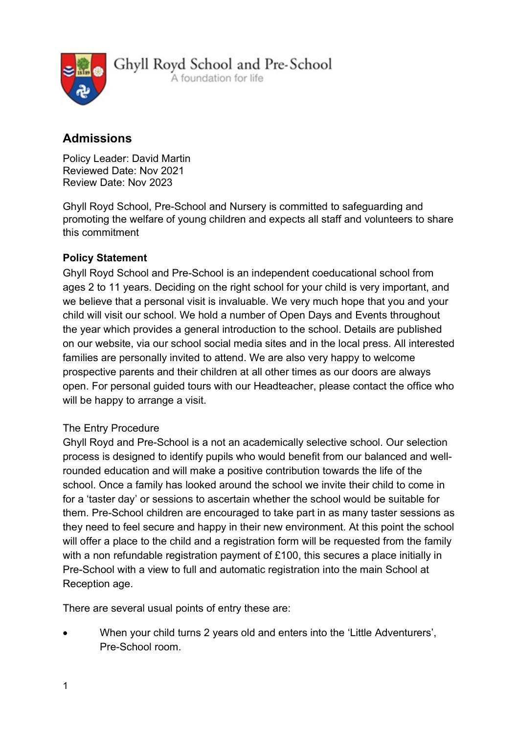Ghyll Royd School and Pre-School

A foundation for life

## Admissions

Policy Leader: David Martin
Reviewed Date: Nov 2021
Review Date: Nov 2023

Ghyll Royd School, Pre-School and Nursery is committed to safeguarding and promoting the welfare of young children and expects all staff and volunteers to share this commitment

**Policy Statement**

Ghyll Royd School and Pre-School is an independent coeducational school from ages 2 to 11 years. Deciding on the right school for your child is very important, and we believe that a personal visit is invaluable. We very much hope that you and your child will visit our school. We hold a number of Open Days and Events throughout the year which provides a general introduction to the school. Details are published on our website, via our school social media sites and in the local press. All interested families are personally invited to attend. We are also very happy to welcome prospective parents and their children at all other times as our doors are always open. For personal guided tours with our Headteacher, please contact the office who will be happy to arrange a visit.

The Entry Procedure

Ghyll Royd and Pre-School is a not an academically selective school. Our selection process is designed to identify pupils who would benefit from our balanced and well-rounded education and will make a positive contribution towards the life of the school. Once a family has looked around the school we invite their child to come in for a 'taster day' or sessions to ascertain whether the school would be suitable for them. Pre-School children are encouraged to take part in as many taster sessions as they need to feel secure and happy in their new environment. At this point the school will offer a place to the child and a registration form will be requested from the family with a non refundable registration payment of £100, this secures a place initially in Pre-School with a view to full and automatic registration into the main School at Reception age.

There are several usual points of entry these are:

- When your child turns 2 years old and enters into the 'Little Adventurers', Pre-School room.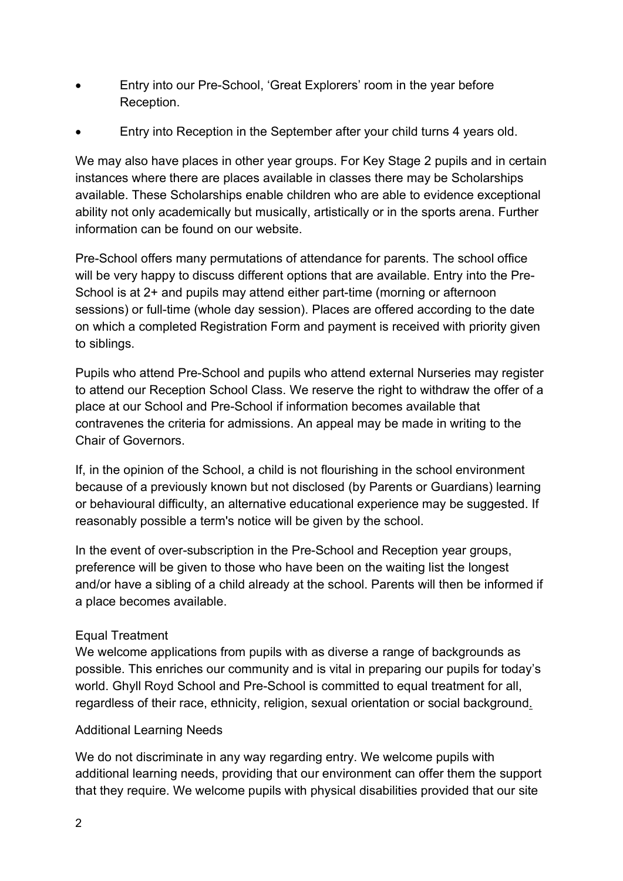- Entry into our Pre-School, 'Great Explorers' room in the year before Reception.
- Entry into Reception in the September after your child turns 4 years old.

We may also have places in other year groups. For Key Stage 2 pupils and in certain instances where there are places available in classes there may be Scholarships available. These Scholarships enable children who are able to evidence exceptional ability not only academically but musically, artistically or in the sports arena. Further information can be found on our website.

Pre-School offers many permutations of attendance for parents. The school office will be very happy to discuss different options that are available. Entry into the Pre-School is at 2+ and pupils may attend either part-time (morning or afternoon sessions) or full-time (whole day session). Places are offered according to the date on which a completed Registration Form and payment is received with priority given to siblings.

Pupils who attend Pre-School and pupils who attend external Nurseries may register to attend our Reception School Class. We reserve the right to withdraw the offer of a place at our School and Pre-School if information becomes available that contravenes the criteria for admissions. An appeal may be made in writing to the Chair of Governors.

If, in the opinion of the School, a child is not flourishing in the school environment because of a previously known but not disclosed (by Parents or Guardians) learning or behavioural difficulty, an alternative educational experience may be suggested. If reasonably possible a term's notice will be given by the school.

In the event of over-subscription in the Pre-School and Reception year groups, preference will be given to those who have been on the waiting list the longest and/or have a sibling of a child already at the school. Parents will then be informed if a place becomes available.

### Equal Treatment

We welcome applications from pupils with as diverse a range of backgrounds as possible. This enriches our community and is vital in preparing our pupils for today's world. Ghyll Royd School and Pre-School is committed to equal treatment for all, regardless of their race, ethnicity, religion, sexual orientation or social background.

### Additional Learning Needs

We do not discriminate in any way regarding entry. We welcome pupils with additional learning needs, providing that our environment can offer them the support that they require. We welcome pupils with physical disabilities provided that our site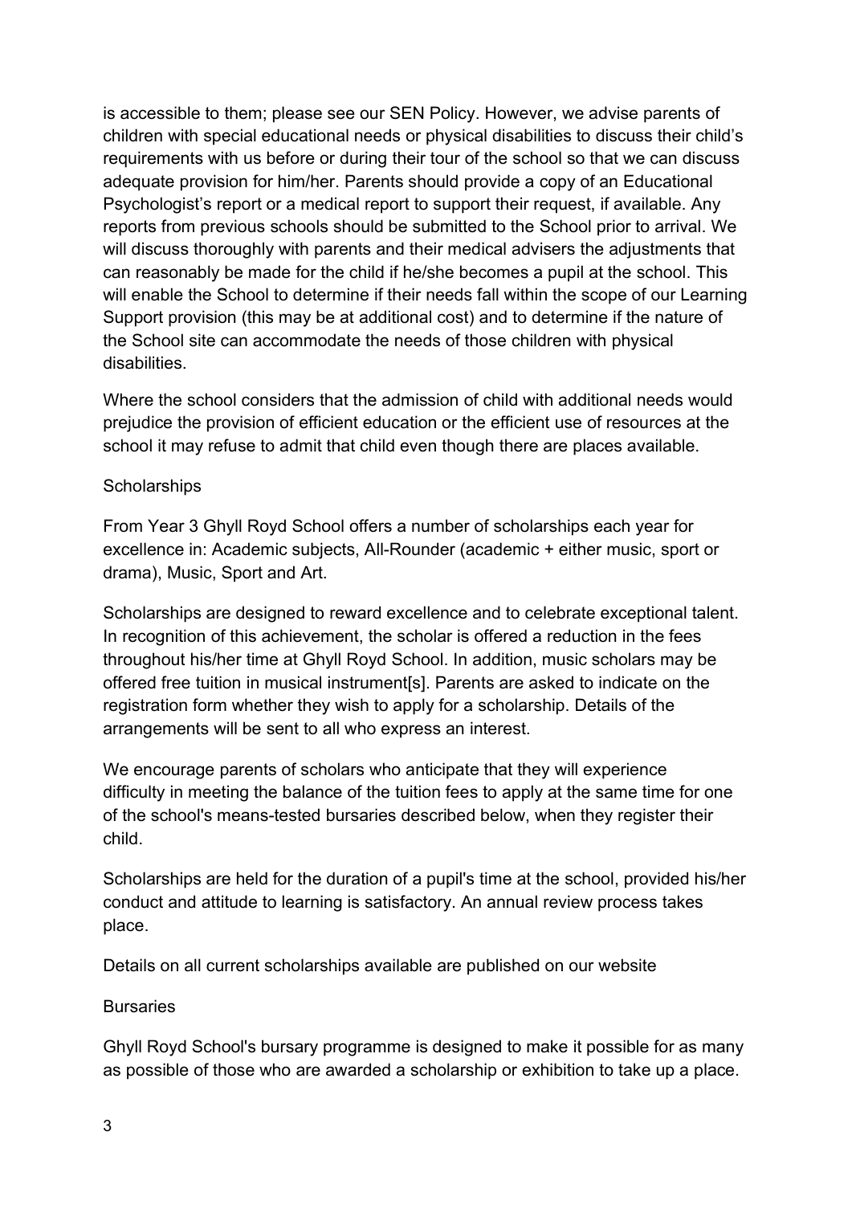is accessible to them; please see our SEN Policy. However, we advise parents of children with special educational needs or physical disabilities to discuss their child's requirements with us before or during their tour of the school so that we can discuss adequate provision for him/her. Parents should provide a copy of an Educational Psychologist's report or a medical report to support their request, if available. Any reports from previous schools should be submitted to the School prior to arrival. We will discuss thoroughly with parents and their medical advisers the adjustments that can reasonably be made for the child if he/she becomes a pupil at the school. This will enable the School to determine if their needs fall within the scope of our Learning Support provision (this may be at additional cost) and to determine if the nature of the School site can accommodate the needs of those children with physical disabilities.

Where the school considers that the admission of child with additional needs would prejudice the provision of efficient education or the efficient use of resources at the school it may refuse to admit that child even though there are places available.

## Scholarships

From Year 3 Ghyll Royd School offers a number of scholarships each year for excellence in: Academic subjects, All-Rounder (academic + either music, sport or drama), Music, Sport and Art.

Scholarships are designed to reward excellence and to celebrate exceptional talent. In recognition of this achievement, the scholar is offered a reduction in the fees throughout his/her time at Ghyll Royd School. In addition, music scholars may be offered free tuition in musical instrument[s]. Parents are asked to indicate on the registration form whether they wish to apply for a scholarship. Details of the arrangements will be sent to all who express an interest.

We encourage parents of scholars who anticipate that they will experience difficulty in meeting the balance of the tuition fees to apply at the same time for one of the school's means-tested bursaries described below, when they register their child.

Scholarships are held for the duration of a pupil's time at the school, provided his/her conduct and attitude to learning is satisfactory. An annual review process takes place.

Details on all current scholarships available are published on our website

## Bursaries

Ghyll Royd School's bursary programme is designed to make it possible for as many as possible of those who are awarded a scholarship or exhibition to take up a place.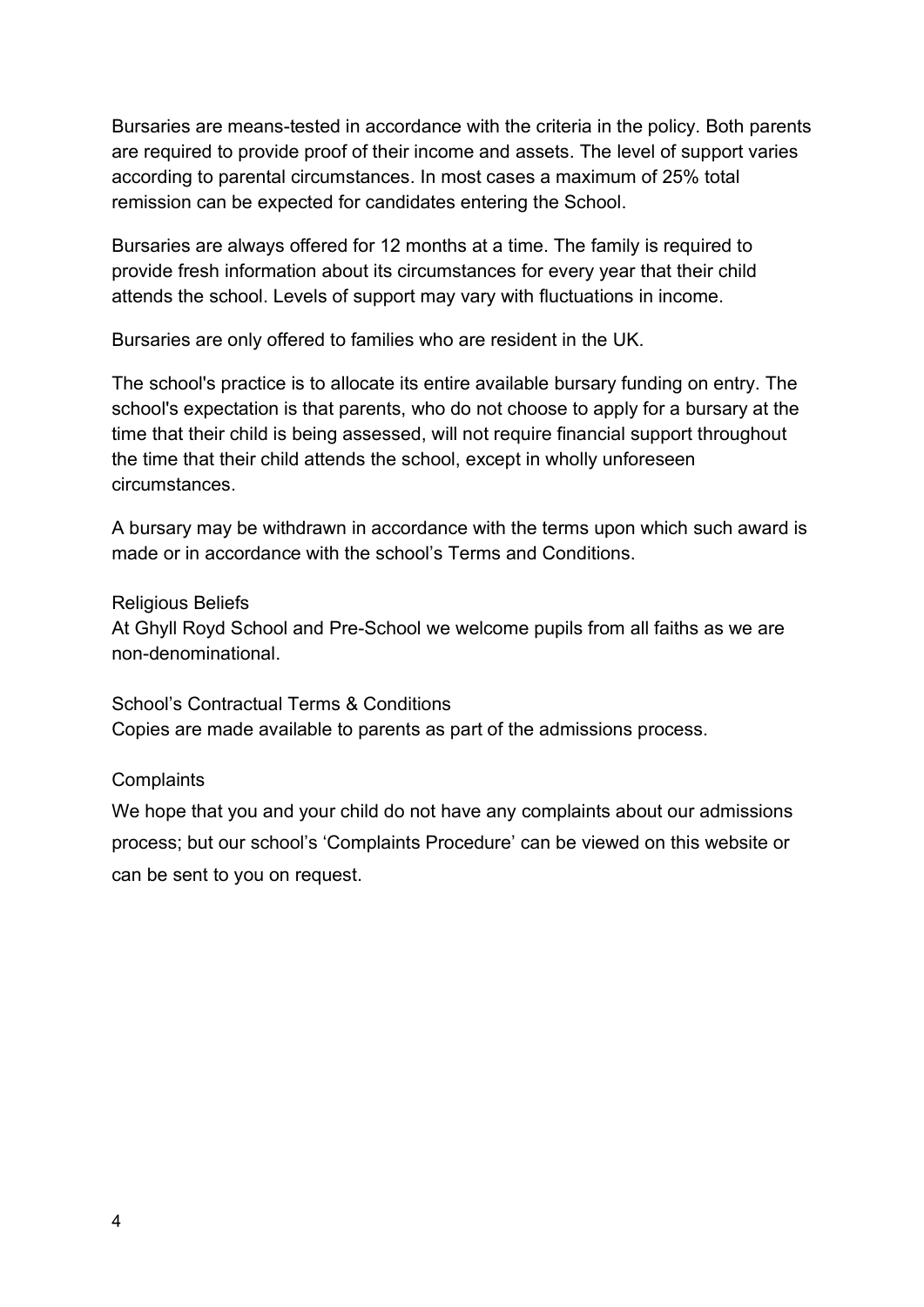Bursaries are means-tested in accordance with the criteria in the policy. Both parents are required to provide proof of their income and assets. The level of support varies according to parental circumstances. In most cases a maximum of 25% total remission can be expected for candidates entering the School.

Bursaries are always offered for 12 months at a time. The family is required to provide fresh information about its circumstances for every year that their child attends the school. Levels of support may vary with fluctuations in income.

Bursaries are only offered to families who are resident in the UK.

The school's practice is to allocate its entire available bursary funding on entry. The school's expectation is that parents, who do not choose to apply for a bursary at the time that their child is being assessed, will not require financial support throughout the time that their child attends the school, except in wholly unforeseen circumstances.

A bursary may be withdrawn in accordance with the terms upon which such award is made or in accordance with the school's Terms and Conditions.

### Religious Beliefs

At Ghyll Royd School and Pre-School we welcome pupils from all faiths as we are non-denominational.

### School's Contractual Terms & Conditions

Copies are made available to parents as part of the admissions process.

### Complaints

We hope that you and your child do not have any complaints about our admissions process; but our school's 'Complaints Procedure' can be viewed on this website or can be sent to you on request.